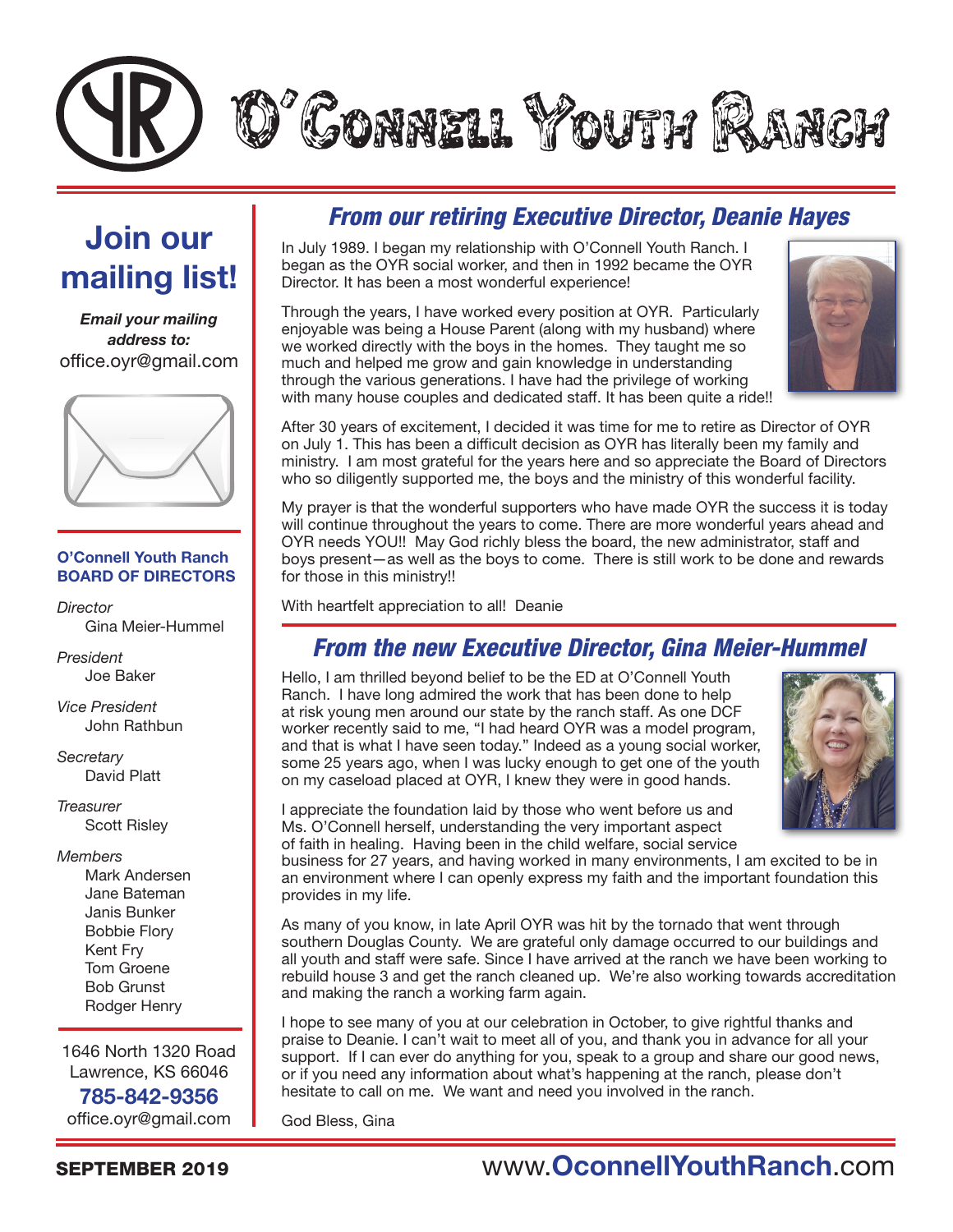# O'Connell Youth Ranch

## Join our mailing list!

***Email your mailing address to:***
office.oyr@gmail.com

**O'Connell Youth Ranch**
**BOARD OF DIRECTORS**

*Director*
Gina Meier-Hummel

*President*
Joe Baker

*Vice President*
John Rathbun

*Secretary*
David Platt

*Treasurer*
Scott Risley

*Members*
Mark Andersen
Jane Bateman
Janis Bunker
Bobbie Flory
Kent Fry
Tom Groene
Bob Grunst
Rodger Henry

1646 North 1320 Road
Lawrence, KS 66046
**785-842-9356**
office.oyr@gmail.com

## *From our retiring Executive Director, Deanie Hayes*

In July 1989. I began my relationship with O'Connell Youth Ranch. I began as the OYR social worker, and then in 1992 became the OYR Director. It has been a most wonderful experience!

Through the years, I have worked every position at OYR. Particularly enjoyable was being a House Parent (along with my husband) where we worked directly with the boys in the homes. They taught me so much and helped me grow and gain knowledge in understanding through the various generations. I have had the privilege of working with many house couples and dedicated staff. It has been quite a ride!!

After 30 years of excitement, I decided it was time for me to retire as Director of OYR on July 1. This has been a difficult decision as OYR has literally been my family and ministry. I am most grateful for the years here and so appreciate the Board of Directors who so diligently supported me, the boys and the ministry of this wonderful facility.

My prayer is that the wonderful supporters who have made OYR the success it is today will continue throughout the years to come. There are more wonderful years ahead and OYR needs YOU!! May God richly bless the board, the new administrator, staff and boys present—as well as the boys to come. There is still work to be done and rewards for those in this ministry!!

With heartfelt appreciation to all! Deanie

## *From the new Executive Director, Gina Meier-Hummel*

Hello, I am thrilled beyond belief to be the ED at O'Connell Youth Ranch. I have long admired the work that has been done to help at risk young men around our state by the ranch staff. As one DCF worker recently said to me, "I had heard OYR was a model program, and that is what I have seen today." Indeed as a young social worker, some 25 years ago, when I was lucky enough to get one of the youth on my caseload placed at OYR, I knew they were in good hands.

I appreciate the foundation laid by those who went before us and Ms. O'Connell herself, understanding the very important aspect of faith in healing. Having been in the child welfare, social service business for 27 years, and having worked in many environments, I am excited to be in an environment where I can openly express my faith and the important foundation this provides in my life.

As many of you know, in late April OYR was hit by the tornado that went through southern Douglas County. We are grateful only damage occurred to our buildings and all youth and staff were safe. Since I have arrived at the ranch we have been working to rebuild house 3 and get the ranch cleaned up. We're also working towards accreditation and making the ranch a working farm again.

I hope to see many of you at our celebration in October, to give rightful thanks and praise to Deanie. I can't wait to meet all of you, and thank you in advance for all your support. If I can ever do anything for you, speak to a group and share our good news, or if you need any information about what's happening at the ranch, please don't hesitate to call on me. We want and need you involved in the ranch.

God Bless, Gina

**SEPTEMBER 2019**

www.**OconnellYouthRanch**.com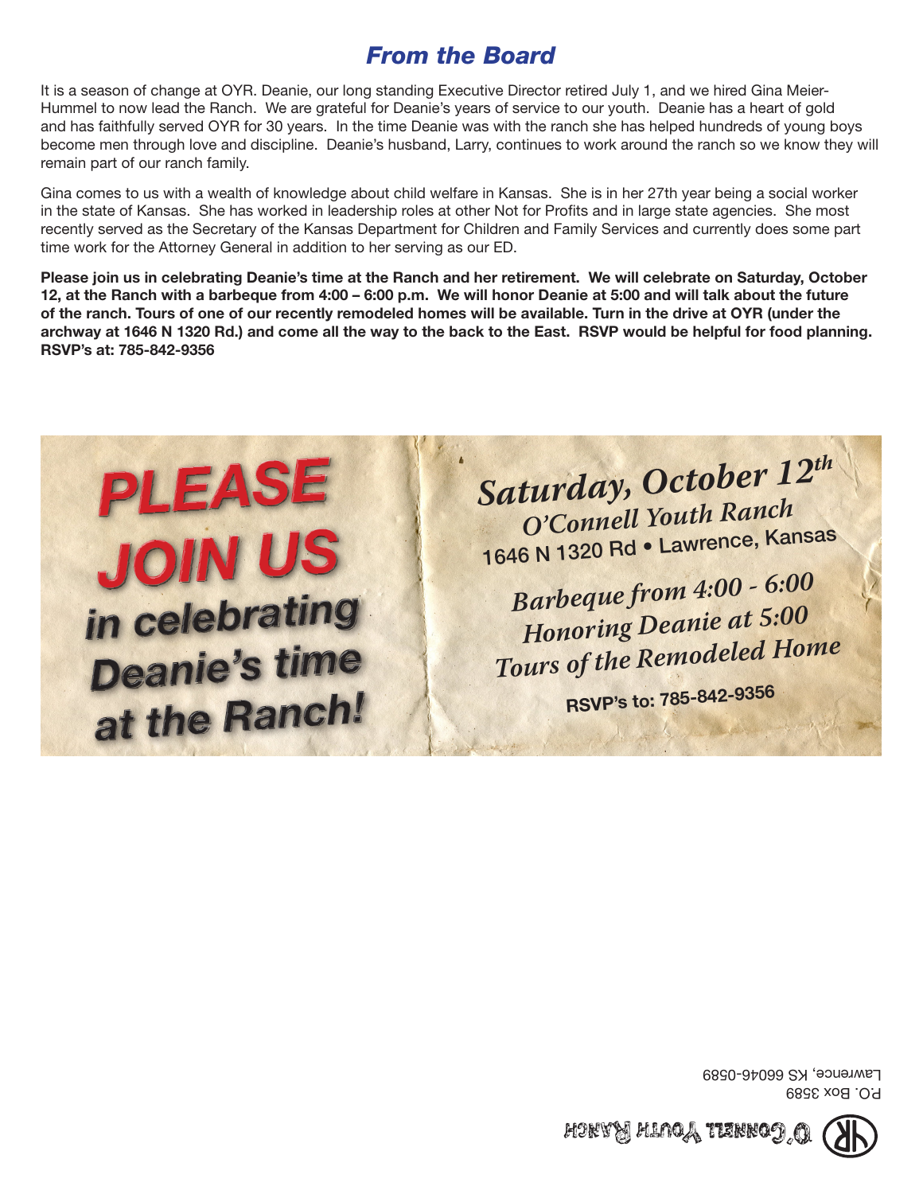## *From the Board*

It is a season of change at OYR. Deanie, our long standing Executive Director retired July 1, and we hired Gina Meier-Hummel to now lead the Ranch. We are grateful for Deanie's years of service to our youth. Deanie has a heart of gold and has faithfully served OYR for 30 years. In the time Deanie was with the ranch she has helped hundreds of young boys become men through love and discipline. Deanie's husband, Larry, continues to work around the ranch so we know they will remain part of our ranch family.

Gina comes to us with a wealth of knowledge about child welfare in Kansas. She is in her 27th year being a social worker in the state of Kansas. She has worked in leadership roles at other Not for Profits and in large state agencies. She most recently served as the Secretary of the Kansas Department for Children and Family Services and currently does some part time work for the Attorney General in addition to her serving as our ED.

**Please join us in celebrating Deanie's time at the Ranch and her retirement. We will celebrate on Saturday, October 12, at the Ranch with a barbeque from 4:00 – 6:00 p.m. We will honor Deanie at 5:00 and will talk about the future of the ranch. Tours of one of our recently remodeled homes will be available. Turn in the drive at OYR (under the archway at 1646 N 1320 Rd.) and come all the way to the back to the East. RSVP would be helpful for food planning. RSVP's at: 785-842-9356**

**PLEASE JOIN US**
**in celebrating Deanie's time at the Ranch!**

*Saturday, October 12th*
*O'Connell Youth Ranch*
1646 N 1320 Rd • Lawrence, Kansas

*Barbeque from 4:00 - 6:00*
*Honoring Deanie at 5:00*
*Tours of the Remodeled Home*

RSVP's to: 785-842-9356

O'Connell Youth Ranch
P.O. Box 3589
Lawrence, KS 66046-0589